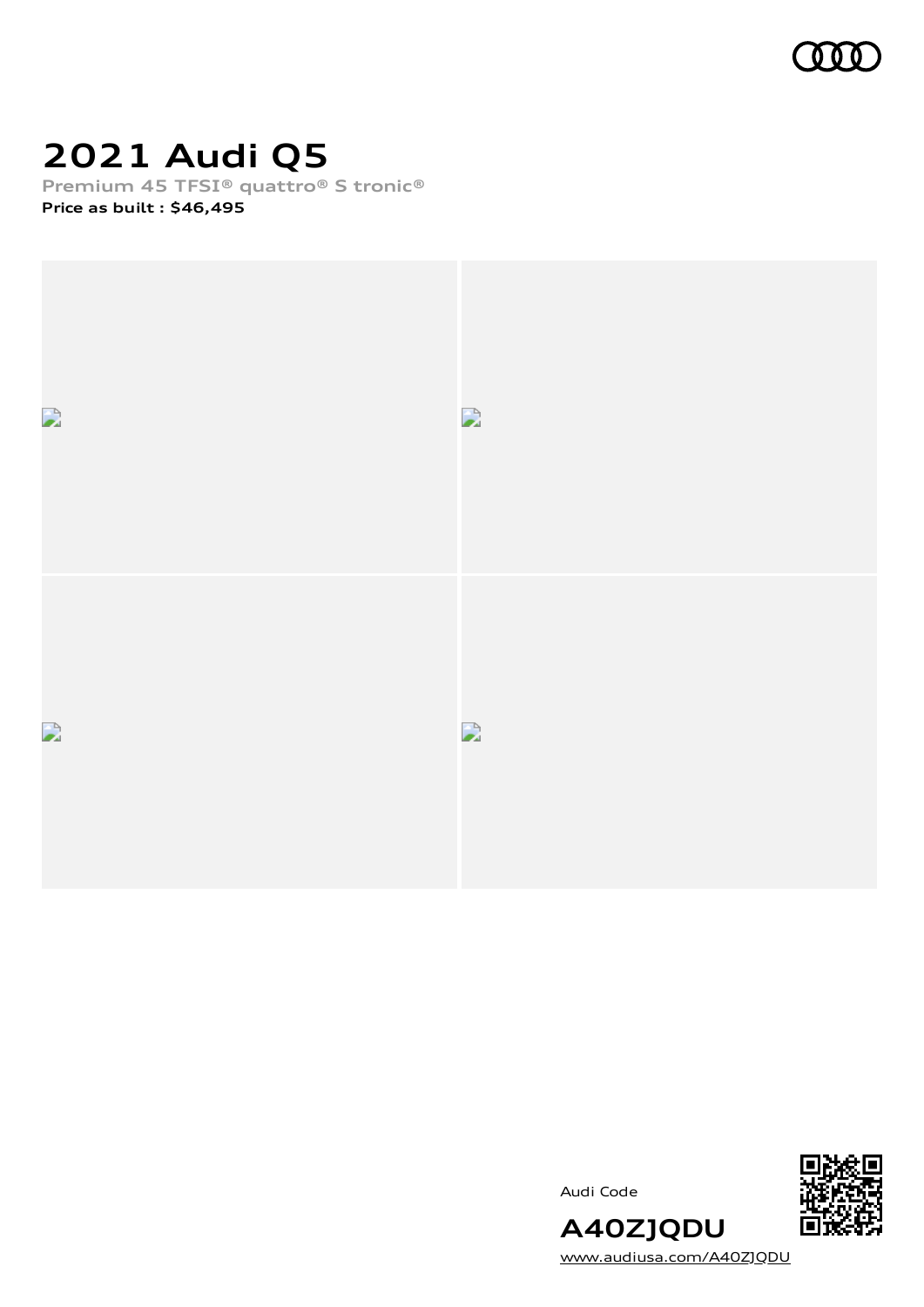# 2021 Audi Q5

**Premium 45 TFSI® quattro® S tronic®**

**Price as built : $46,495**

Audi Code

**A40ZJQDU**

www.audiusa.com/A40ZJQDU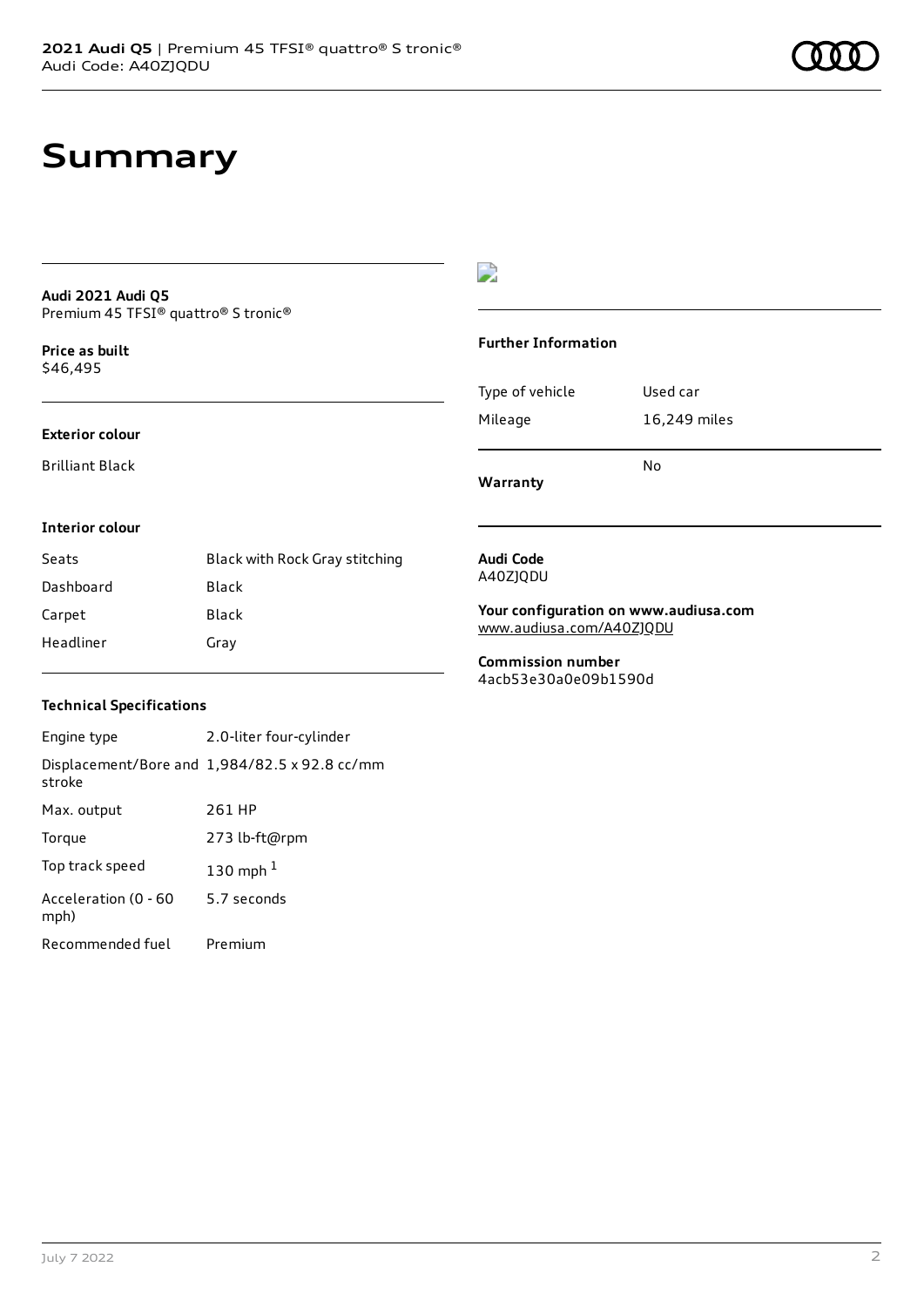# Summary

**Audi 2021 Audi Q5**
Premium 45 TFSI® quattro® S tronic®

**Price as built**
$46,495

**Exterior colour**

Brilliant Black

**Interior colour**

| Seats | Black with Rock Gray stitching |
|---|---|
| Dashboard | Black |
| Carpet | Black |
| Headliner | Gray |

**Technical Specifications**

| Engine type | 2.0-liter four-cylinder |
|---|---|
| Displacement/Bore and stroke | 1,984/82.5 x 92.8 cc/mm |
| Max. output | 261 HP |
| Torque | 273 lb-ft@rpm |
| Top track speed | 130 mph [1] |
| Acceleration (0 - 60 mph) | 5.7 seconds |
| Recommended fuel | Premium |

**Further Information**

| Type of vehicle | Used car |
|---|---|
| Mileage | 16,249 miles |

**Warranty**
No

**Audi Code**
A40ZJQDU

**Your configuration on www.audiusa.com**
www.audiusa.com/A40ZJQDU

**Commission number**
4acb53e30a0e09b1590d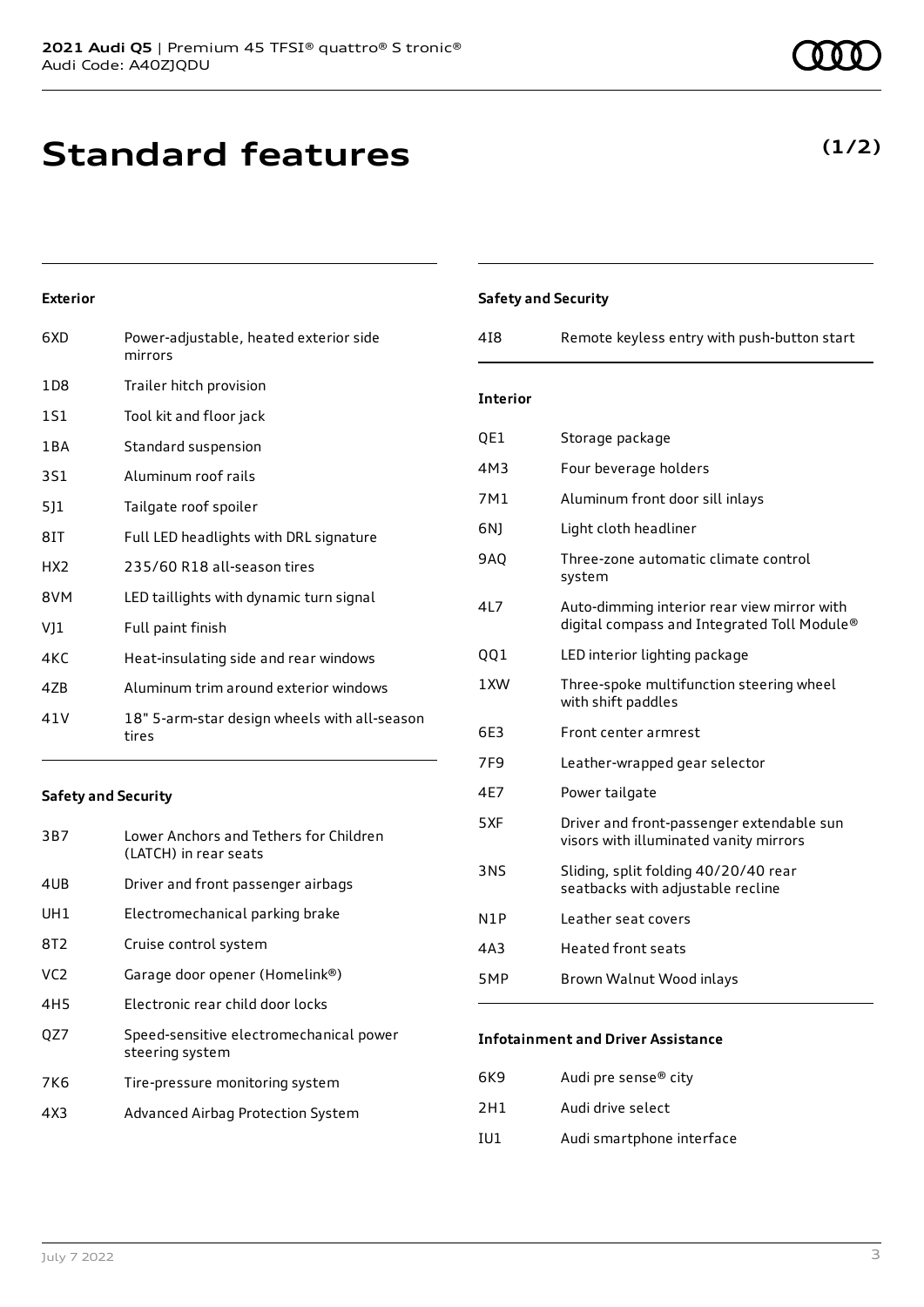# Standard features

**(1/2)**

### Exterior

| | |
|---|---|
| 6XD | Power-adjustable, heated exterior side mirrors |
| 1D8 | Trailer hitch provision |
| 1S1 | Tool kit and floor jack |
| 1BA | Standard suspension |
| 3S1 | Aluminum roof rails |
| 5J1 | Tailgate roof spoiler |
| 8IT | Full LED headlights with DRL signature |
| HX2 | 235/60 R18 all-season tires |
| 8VM | LED taillights with dynamic turn signal |
| VJ1 | Full paint finish |
| 4KC | Heat-insulating side and rear windows |
| 4ZB | Aluminum trim around exterior windows |
| 41V | 18" 5-arm-star design wheels with all-season tires |

### Safety and Security

| | |
|---|---|
| 3B7 | Lower Anchors and Tethers for Children (LATCH) in rear seats |
| 4UB | Driver and front passenger airbags |
| UH1 | Electromechanical parking brake |
| 8T2 | Cruise control system |
| VC2 | Garage door opener (Homelink®) |
| 4H5 | Electronic rear child door locks |
| QZ7 | Speed-sensitive electromechanical power steering system |
| 7K6 | Tire-pressure monitoring system |
| 4X3 | Advanced Airbag Protection System |
| 4I8 | Remote keyless entry with push-button start |

### Interior

| | |
|---|---|
| QE1 | Storage package |
| 4M3 | Four beverage holders |
| 7M1 | Aluminum front door sill inlays |
| 6NJ | Light cloth headliner |
| 9AQ | Three-zone automatic climate control system |
| 4L7 | Auto-dimming interior rear view mirror with digital compass and Integrated Toll Module® |
| QQ1 | LED interior lighting package |
| 1XW | Three-spoke multifunction steering wheel with shift paddles |
| 6E3 | Front center armrest |
| 7F9 | Leather-wrapped gear selector |
| 4E7 | Power tailgate |
| 5XF | Driver and front-passenger extendable sun visors with illuminated vanity mirrors |
| 3NS | Sliding, split folding 40/20/40 rear seatbacks with adjustable recline |
| N1P | Leather seat covers |
| 4A3 | Heated front seats |
| 5MP | Brown Walnut Wood inlays |

### Infotainment and Driver Assistance

| | |
|---|---|
| 6K9 | Audi pre sense® city |
| 2H1 | Audi drive select |
| IU1 | Audi smartphone interface |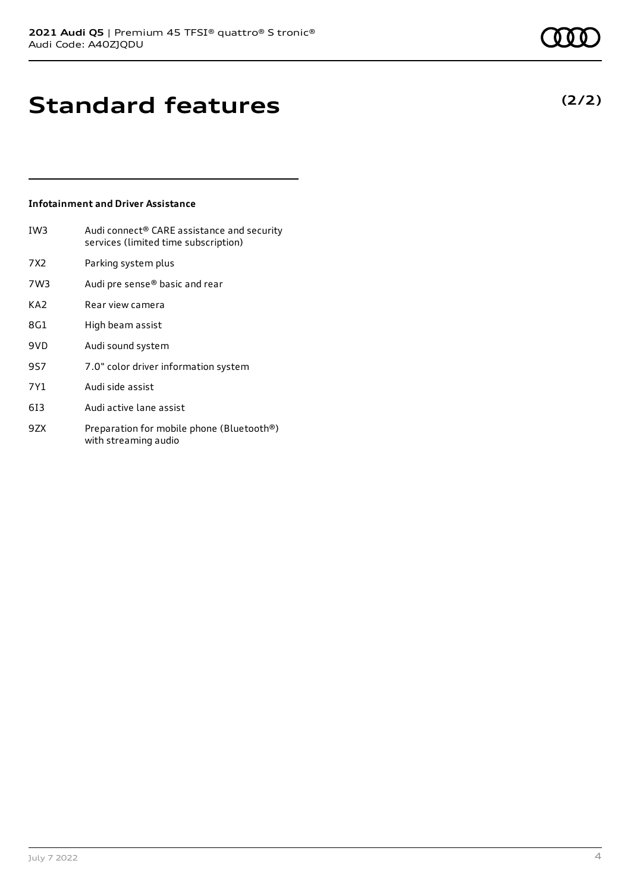# Standard features

**(2/2)**

### Infotainment and Driver Assistance

| | |
|---|---|
| IW3 | Audi connect® CARE assistance and security services (limited time subscription) |
| 7X2 | Parking system plus |
| 7W3 | Audi pre sense® basic and rear |
| KA2 | Rear view camera |
| 8G1 | High beam assist |
| 9VD | Audi sound system |
| 9S7 | 7.0" color driver information system |
| 7Y1 | Audi side assist |
| 6I3 | Audi active lane assist |
| 9ZX | Preparation for mobile phone (Bluetooth®) with streaming audio |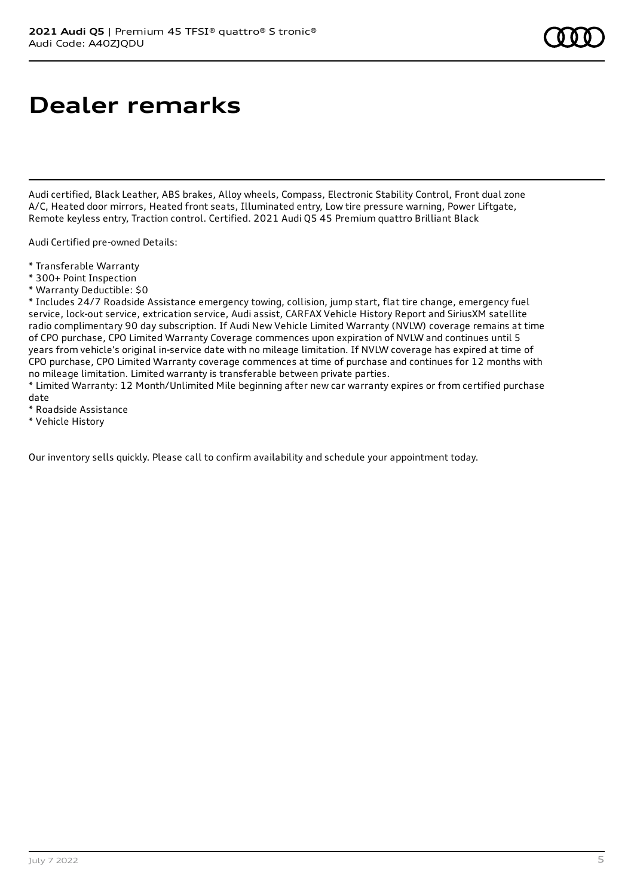# Dealer remarks

Audi certified, Black Leather, ABS brakes, Alloy wheels, Compass, Electronic Stability Control, Front dual zone A/C, Heated door mirrors, Heated front seats, Illuminated entry, Low tire pressure warning, Power Liftgate, Remote keyless entry, Traction control. Certified. 2021 Audi Q5 45 Premium quattro Brilliant Black

Audi Certified pre-owned Details:

* Transferable Warranty
* 300+ Point Inspection
* Warranty Deductible: $0
* Includes 24/7 Roadside Assistance emergency towing, collision, jump start, flat tire change, emergency fuel service, lock-out service, extrication service, Audi assist, CARFAX Vehicle History Report and SiriusXM satellite radio complimentary 90 day subscription. If Audi New Vehicle Limited Warranty (NVLW) coverage remains at time of CPO purchase, CPO Limited Warranty Coverage commences upon expiration of NVLW and continues until 5 years from vehicle's original in-service date with no mileage limitation. If NVLW coverage has expired at time of CPO purchase, CPO Limited Warranty coverage commences at time of purchase and continues for 12 months with no mileage limitation. Limited warranty is transferable between private parties.
* Limited Warranty: 12 Month/Unlimited Mile beginning after new car warranty expires or from certified purchase date
* Roadside Assistance
* Vehicle History

Our inventory sells quickly. Please call to confirm availability and schedule your appointment today.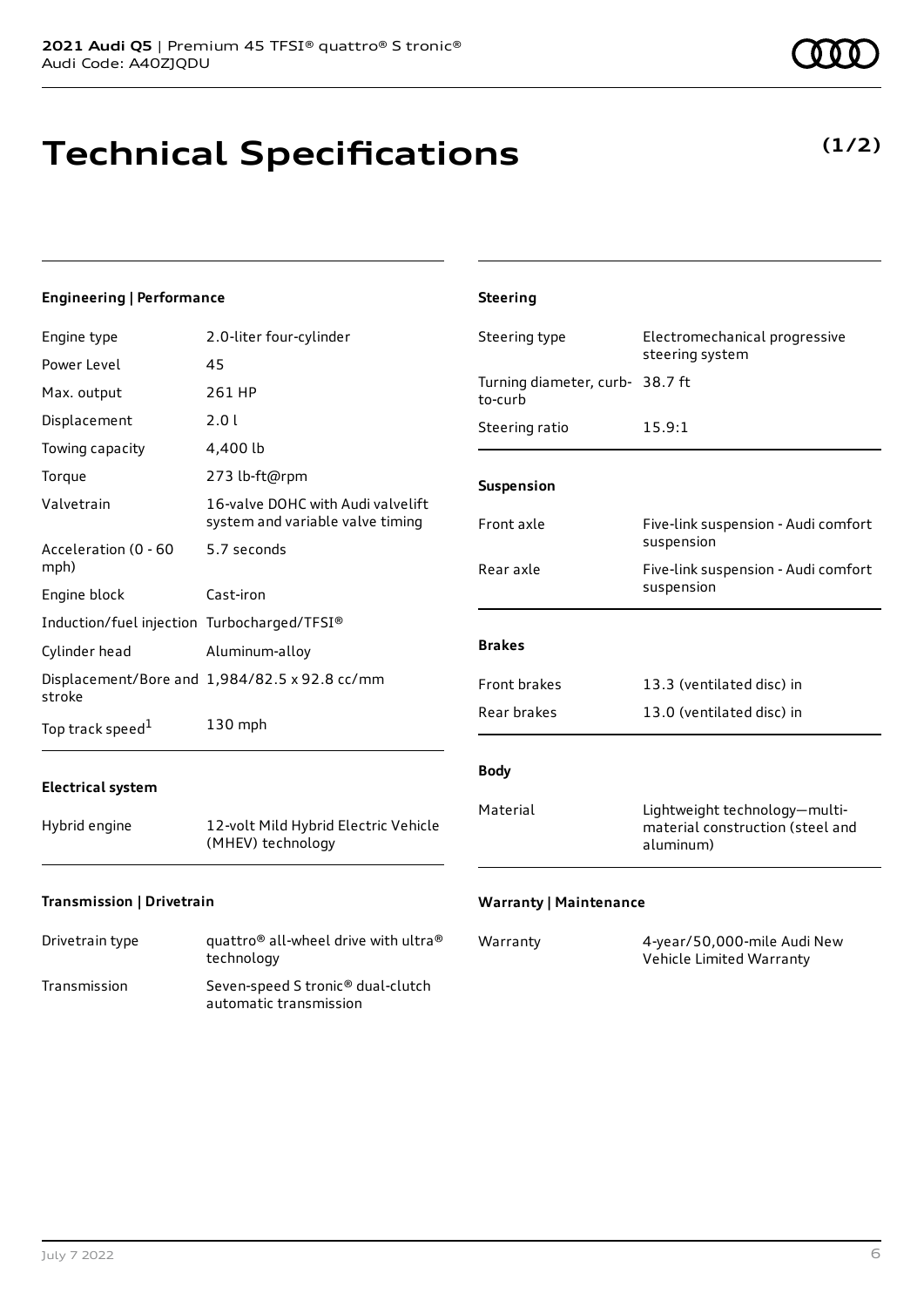# Technical Specifications

**(1/2)**

### Engineering | Performance

| | |
|---|---|
| Engine type | 2.0-liter four-cylinder |
| Power Level | 45 |
| Max. output | 261 HP |
| Displacement | 2.0 l |
| Towing capacity | 4,400 lb |
| Torque | 273 lb-ft@rpm |
| Valvetrain | 16-valve DOHC with Audi valvelift system and variable valve timing |
| Acceleration (0 - 60 mph) | 5.7 seconds |
| Engine block | Cast-iron |
| Induction/fuel injection | Turbocharged/TFSI® |
| Cylinder head | Aluminum-alloy |
| Displacement/Bore and stroke | 1,984/82.5 x 92.8 cc/mm |
| Top track speed[1] | 130 mph |

### Electrical system

| | |
|---|---|
| Hybrid engine | 12-volt Mild Hybrid Electric Vehicle (MHEV) technology |

### Transmission | Drivetrain

| | |
|---|---|
| Drivetrain type | quattro® all-wheel drive with ultra® technology |
| Transmission | Seven-speed S tronic® dual-clutch automatic transmission |

### Steering

| | |
|---|---|
| Steering type | Electromechanical progressive steering system |
| Turning diameter, curb-to-curb | 38.7 ft |
| Steering ratio | 15.9:1 |

### Suspension

| | |
|---|---|
| Front axle | Five-link suspension - Audi comfort suspension |
| Rear axle | Five-link suspension - Audi comfort suspension |

### Brakes

| | |
|---|---|
| Front brakes | 13.3 (ventilated disc) in |
| Rear brakes | 13.0 (ventilated disc) in |

### Body

| | |
|---|---|
| Material | Lightweight technology—multi-material construction (steel and aluminum) |

### Warranty | Maintenance

| | |
|---|---|
| Warranty | 4-year/50,000-mile Audi New Vehicle Limited Warranty |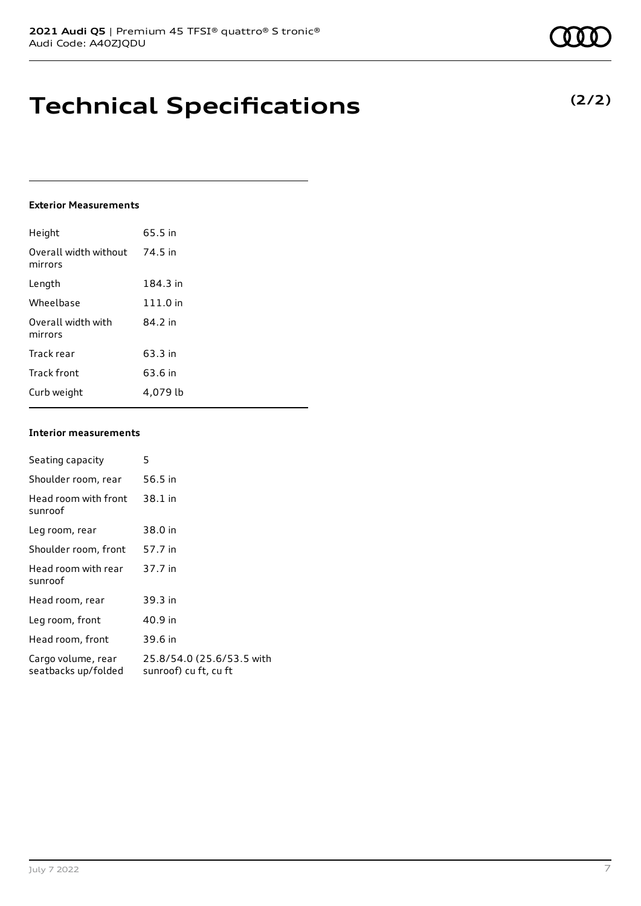# Technical Specifications

**(2/2)**

### Exterior Measurements

| | |
|---|---|
| Height | 65.5 in |
| Overall width without mirrors | 74.5 in |
| Length | 184.3 in |
| Wheelbase | 111.0 in |
| Overall width with mirrors | 84.2 in |
| Track rear | 63.3 in |
| Track front | 63.6 in |
| Curb weight | 4,079 lb |

### Interior measurements

| | |
|---|---|
| Seating capacity | 5 |
| Shoulder room, rear | 56.5 in |
| Head room with front sunroof | 38.1 in |
| Leg room, rear | 38.0 in |
| Shoulder room, front | 57.7 in |
| Head room with rear sunroof | 37.7 in |
| Head room, rear | 39.3 in |
| Leg room, front | 40.9 in |
| Head room, front | 39.6 in |
| Cargo volume, rear seatbacks up/folded | 25.8/54.0 (25.6/53.5 with sunroof) cu ft, cu ft |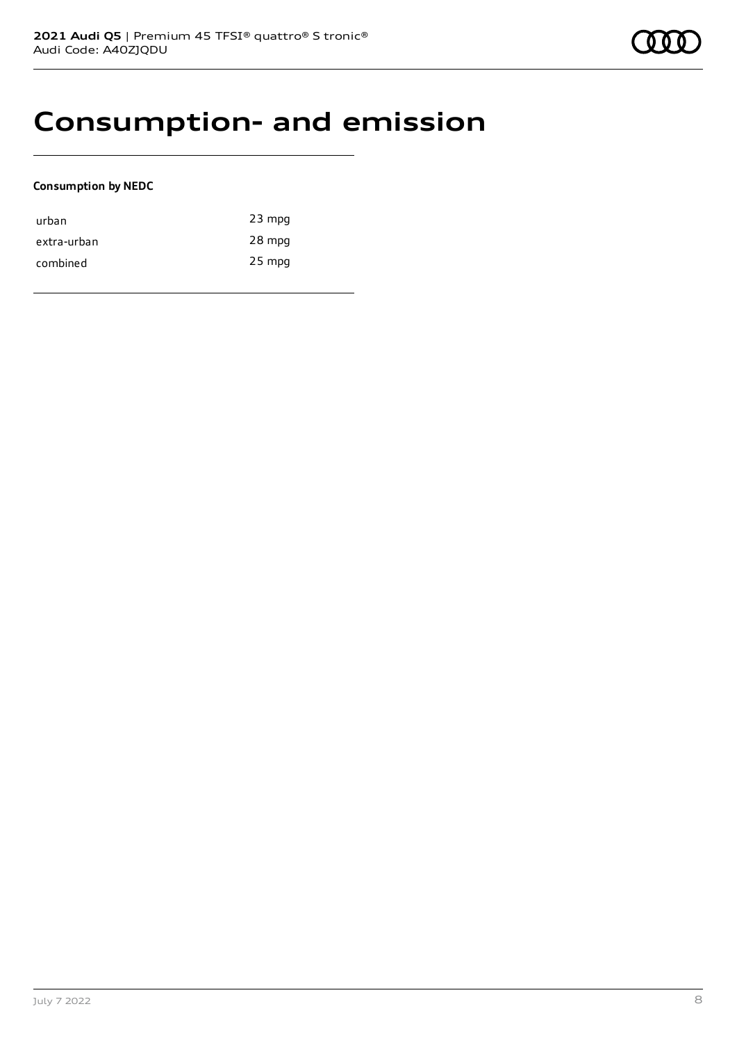# Consumption- and emission

**Consumption by NEDC**

| | |
|---|---|
| urban | 23 mpg |
| extra-urban | 28 mpg |
| combined | 25 mpg |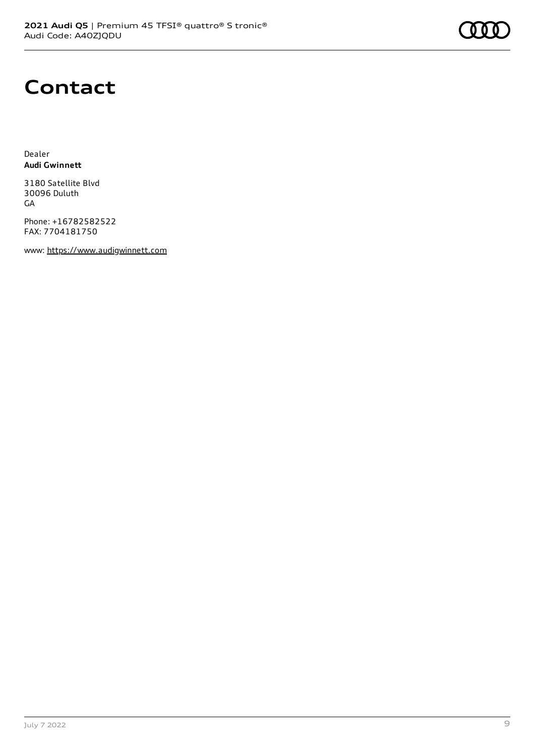# Contact

Dealer
**Audi Gwinnett**

3180 Satellite Blvd
30096 Duluth
GA

Phone: +16782582522
FAX: 7704181750

www: https://www.audigwinnett.com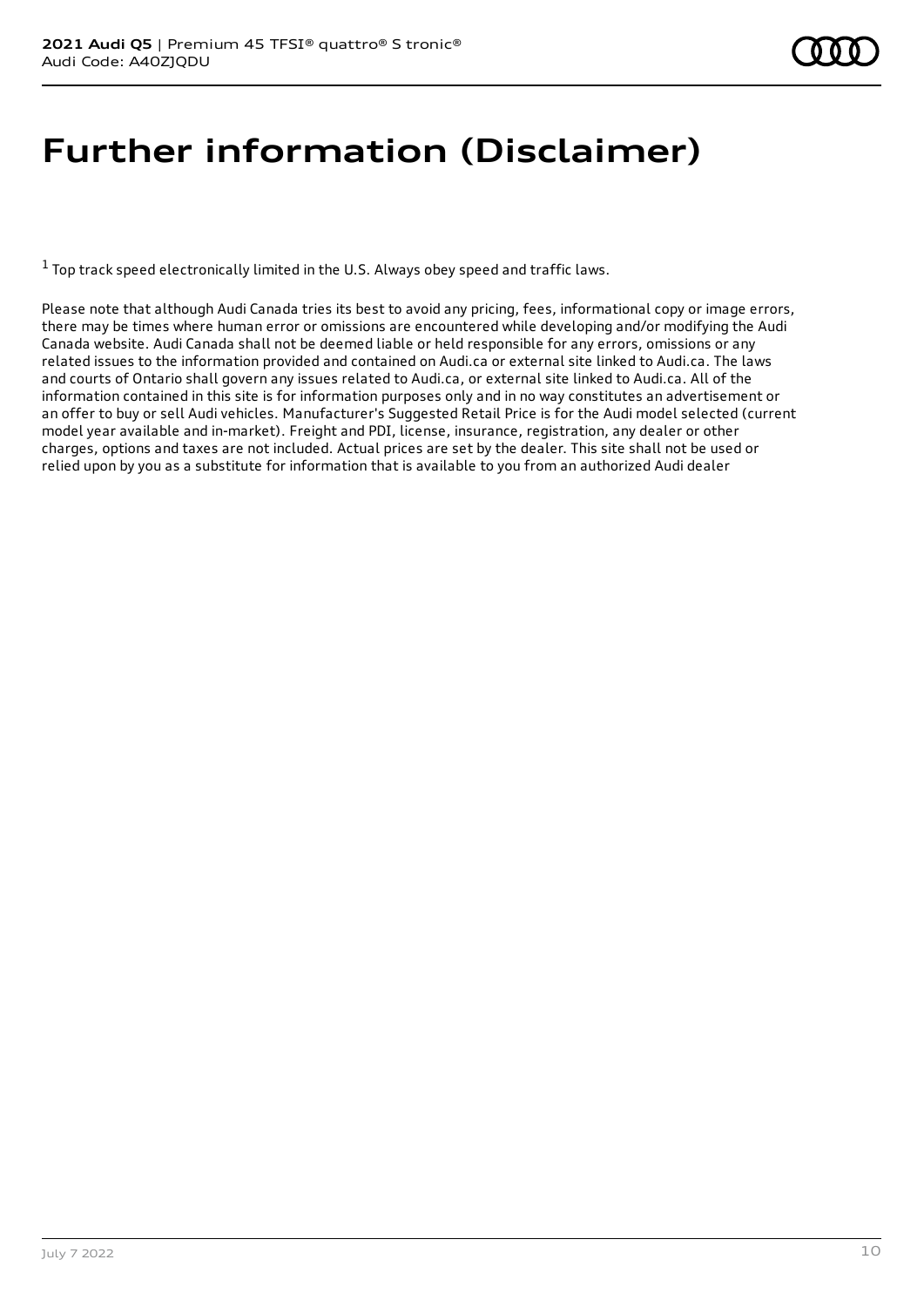# Further information (Disclaimer)

[1] Top track speed electronically limited in the U.S. Always obey speed and traffic laws.

Please note that although Audi Canada tries its best to avoid any pricing, fees, informational copy or image errors, there may be times where human error or omissions are encountered while developing and/or modifying the Audi Canada website. Audi Canada shall not be deemed liable or held responsible for any errors, omissions or any related issues to the information provided and contained on Audi.ca or external site linked to Audi.ca. The laws and courts of Ontario shall govern any issues related to Audi.ca, or external site linked to Audi.ca. All of the information contained in this site is for information purposes only and in no way constitutes an advertisement or an offer to buy or sell Audi vehicles. Manufacturer's Suggested Retail Price is for the Audi model selected (current model year available and in-market). Freight and PDI, license, insurance, registration, any dealer or other charges, options and taxes are not included. Actual prices are set by the dealer. This site shall not be used or relied upon by you as a substitute for information that is available to you from an authorized Audi dealer